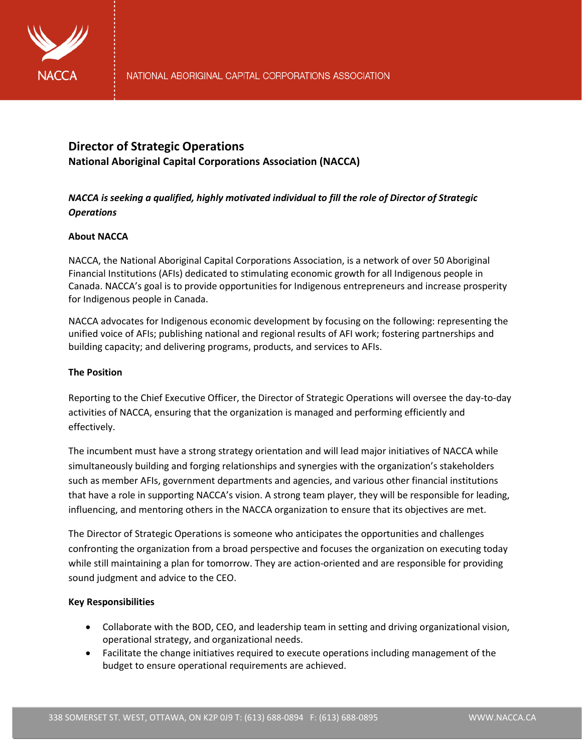# Director of Strategic Operations

**National Aboriginal Capital Corporations Association (NACCA)**

***NACCA is seeking a qualified, highly motivated individual to fill the role of Director of Strategic Operations***

**About NACCA**

NACCA, the National Aboriginal Capital Corporations Association, is a network of over 50 Aboriginal Financial Institutions (AFIs) dedicated to stimulating economic growth for all Indigenous people in Canada. NACCA's goal is to provide opportunities for Indigenous entrepreneurs and increase prosperity for Indigenous people in Canada.

NACCA advocates for Indigenous economic development by focusing on the following: representing the unified voice of AFIs; publishing national and regional results of AFI work; fostering partnerships and building capacity; and delivering programs, products, and services to AFIs.

**The Position**

Reporting to the Chief Executive Officer, the Director of Strategic Operations will oversee the day-to-day activities of NACCA, ensuring that the organization is managed and performing efficiently and effectively.

The incumbent must have a strong strategy orientation and will lead major initiatives of NACCA while simultaneously building and forging relationships and synergies with the organization's stakeholders such as member AFIs, government departments and agencies, and various other financial institutions that have a role in supporting NACCA's vision. A strong team player, they will be responsible for leading, influencing, and mentoring others in the NACCA organization to ensure that its objectives are met.

The Director of Strategic Operations is someone who anticipates the opportunities and challenges confronting the organization from a broad perspective and focuses the organization on executing today while still maintaining a plan for tomorrow. They are action-oriented and are responsible for providing sound judgment and advice to the CEO.

**Key Responsibilities**

- Collaborate with the BOD, CEO, and leadership team in setting and driving organizational vision, operational strategy, and organizational needs.
- Facilitate the change initiatives required to execute operations including management of the budget to ensure operational requirements are achieved.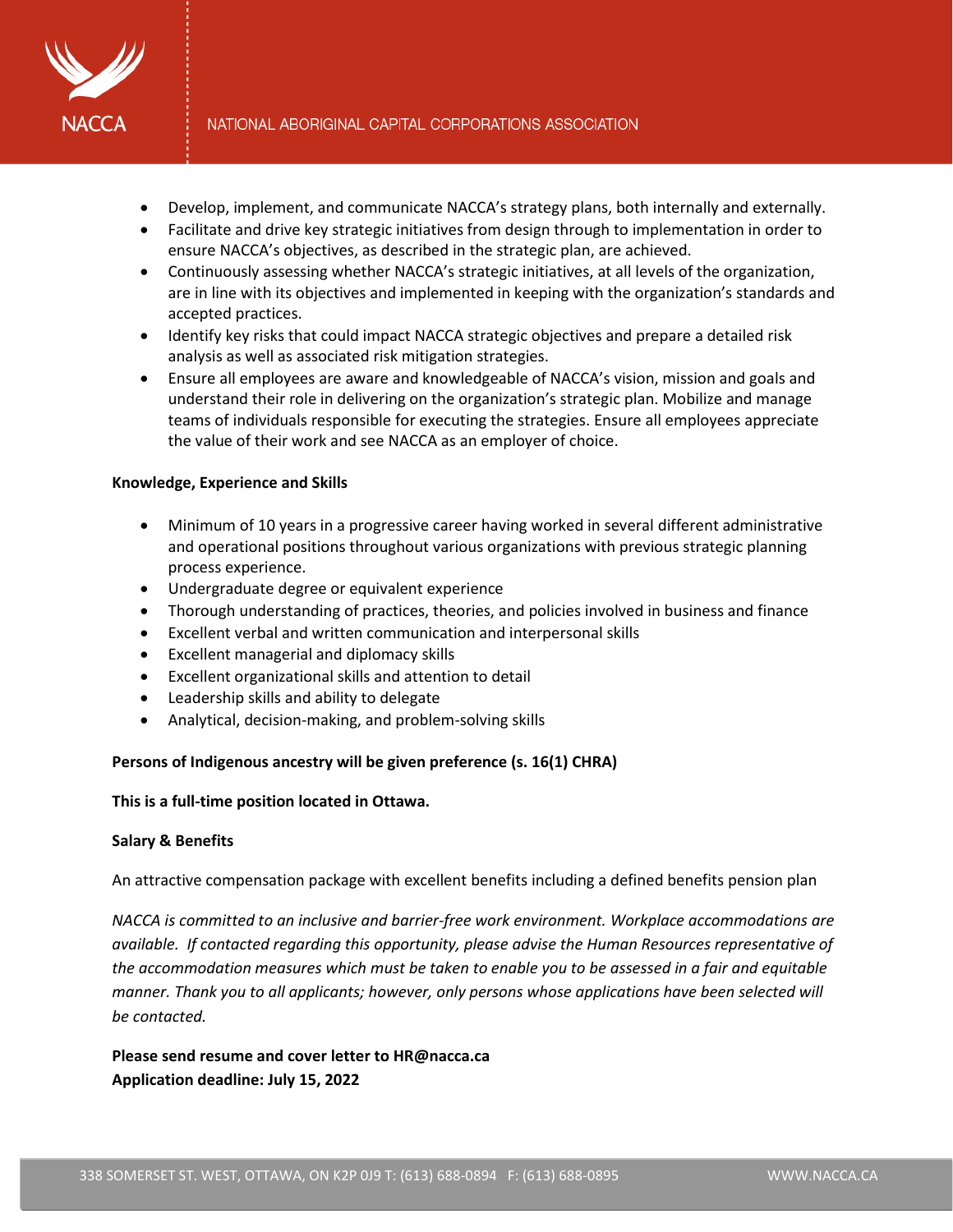- Develop, implement, and communicate NACCA's strategy plans, both internally and externally.
- Facilitate and drive key strategic initiatives from design through to implementation in order to ensure NACCA's objectives, as described in the strategic plan, are achieved.
- Continuously assessing whether NACCA's strategic initiatives, at all levels of the organization, are in line with its objectives and implemented in keeping with the organization's standards and accepted practices.
- Identify key risks that could impact NACCA strategic objectives and prepare a detailed risk analysis as well as associated risk mitigation strategies.
- Ensure all employees are aware and knowledgeable of NACCA's vision, mission and goals and understand their role in delivering on the organization's strategic plan. Mobilize and manage teams of individuals responsible for executing the strategies. Ensure all employees appreciate the value of their work and see NACCA as an employer of choice.

**Knowledge, Experience and Skills**

- Minimum of 10 years in a progressive career having worked in several different administrative and operational positions throughout various organizations with previous strategic planning process experience.
- Undergraduate degree or equivalent experience
- Thorough understanding of practices, theories, and policies involved in business and finance
- Excellent verbal and written communication and interpersonal skills
- Excellent managerial and diplomacy skills
- Excellent organizational skills and attention to detail
- Leadership skills and ability to delegate
- Analytical, decision-making, and problem-solving skills

**Persons of Indigenous ancestry will be given preference (s. 16(1) CHRA)**

**This is a full-time position located in Ottawa.**

**Salary & Benefits**

An attractive compensation package with excellent benefits including a defined benefits pension plan

*NACCA is committed to an inclusive and barrier-free work environment. Workplace accommodations are available. If contacted regarding this opportunity, please advise the Human Resources representative of the accommodation measures which must be taken to enable you to be assessed in a fair and equitable manner. Thank you to all applicants; however, only persons whose applications have been selected will be contacted.*

**Please send resume and cover letter to HR@nacca.ca**
**Application deadline: July 15, 2022**